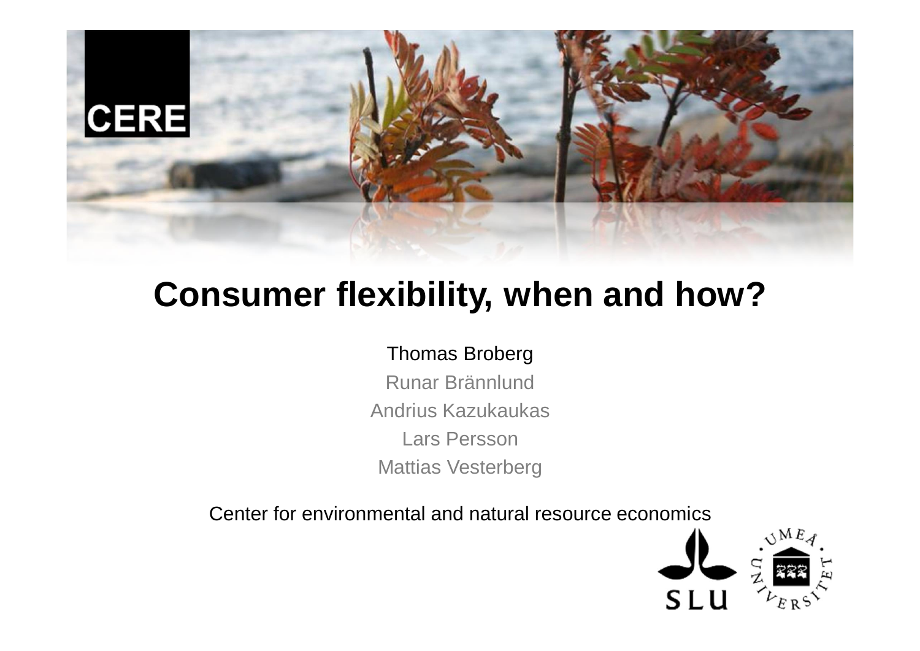CERE

# Consumer flexibility, when and how?

Thomas Broberg

Runar Brännlund

Andrius Kazukaukas

Lars Persson

Mattias Vesterberg

Center for environmental and natural resource economics

SLU

UMEÅ UNIVERSITET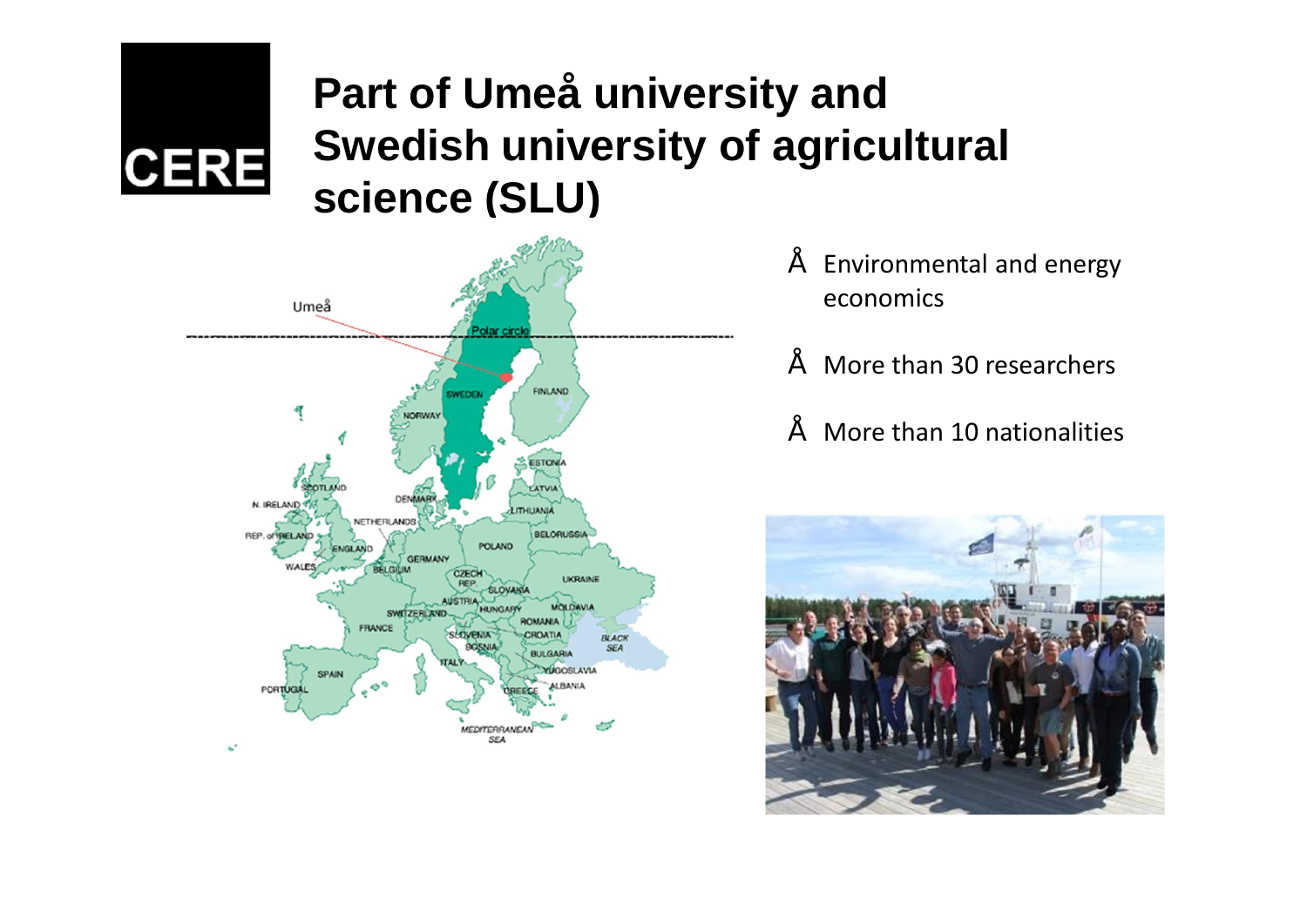CERE

# Part of Umeå university and Swedish university of agricultural science (SLU)

- Environmental and energy economics
- More than 30 researchers
- More than 10 nationalities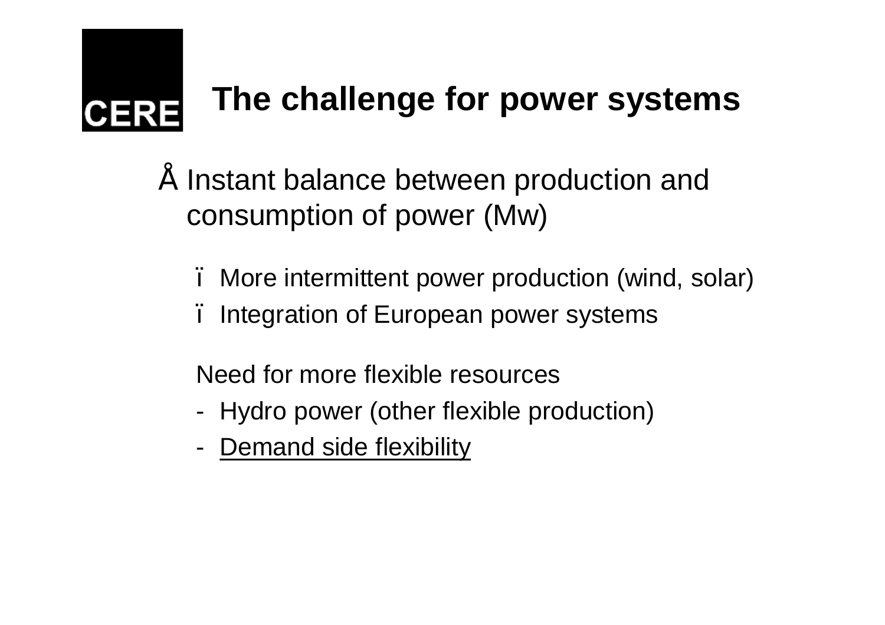# The challenge for power systems

- Instant balance between production and consumption of power (Mw)
  - More intermittent power production (wind, solar)
  - Integration of European power systems

  Need for more flexible resources

  - Hydro power (other flexible production)
  - <u>Demand side flexibility</u>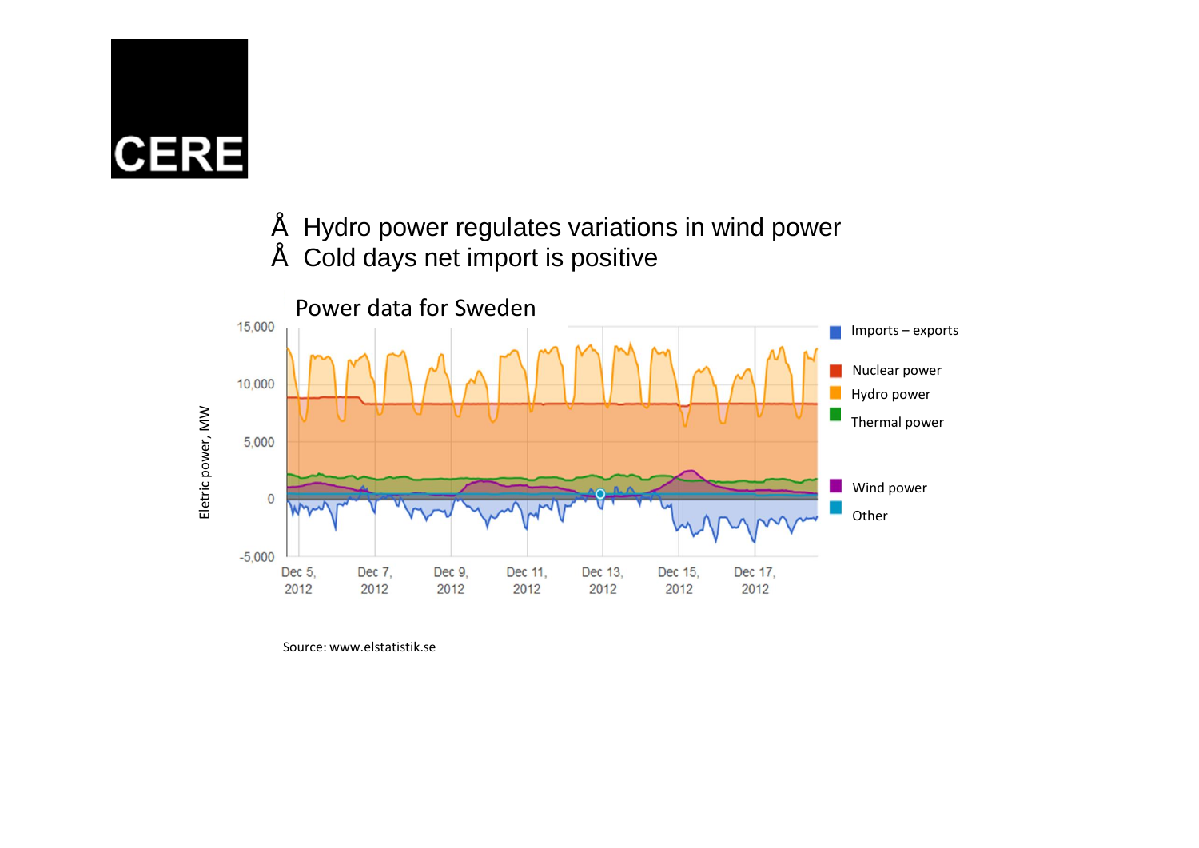CERE

- Hydro power regulates variations in wind power
- Cold days net import is positive

Power data for Sweden

Source: www.elstatistik.se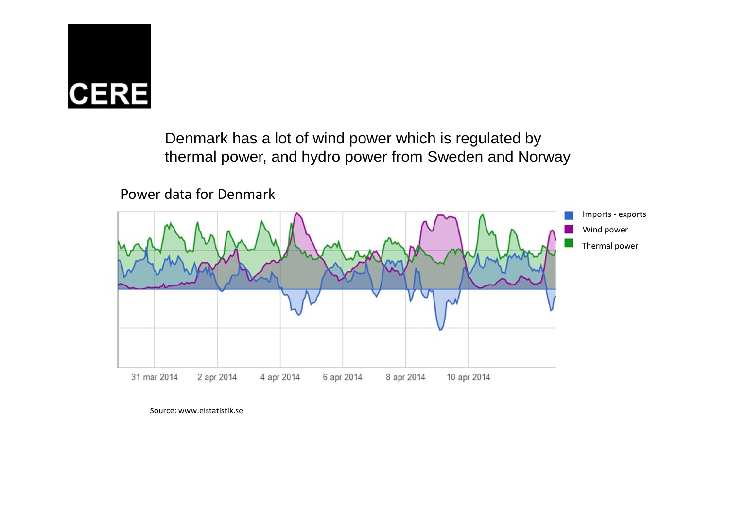Denmark has a lot of wind power which is regulated by thermal power, and hydro power from Sweden and Norway

Power data for Denmark

Imports - exports

Wind power

Thermal power

31 mar 2014 2 apr 2014 4 apr 2014 6 apr 2014 8 apr 2014 10 apr 2014

Source: www.elstatistik.se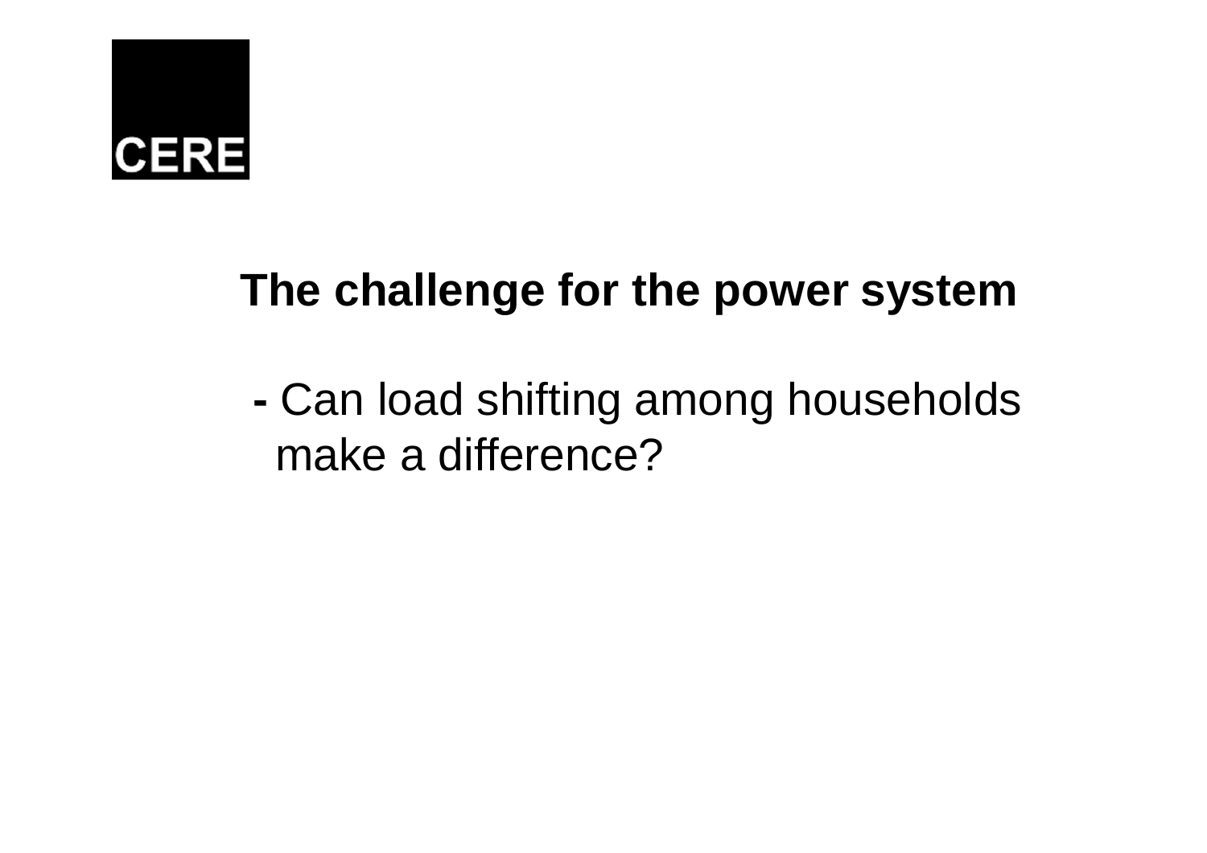CERE

**The challenge for the power system**

- Can load shifting among households make a difference?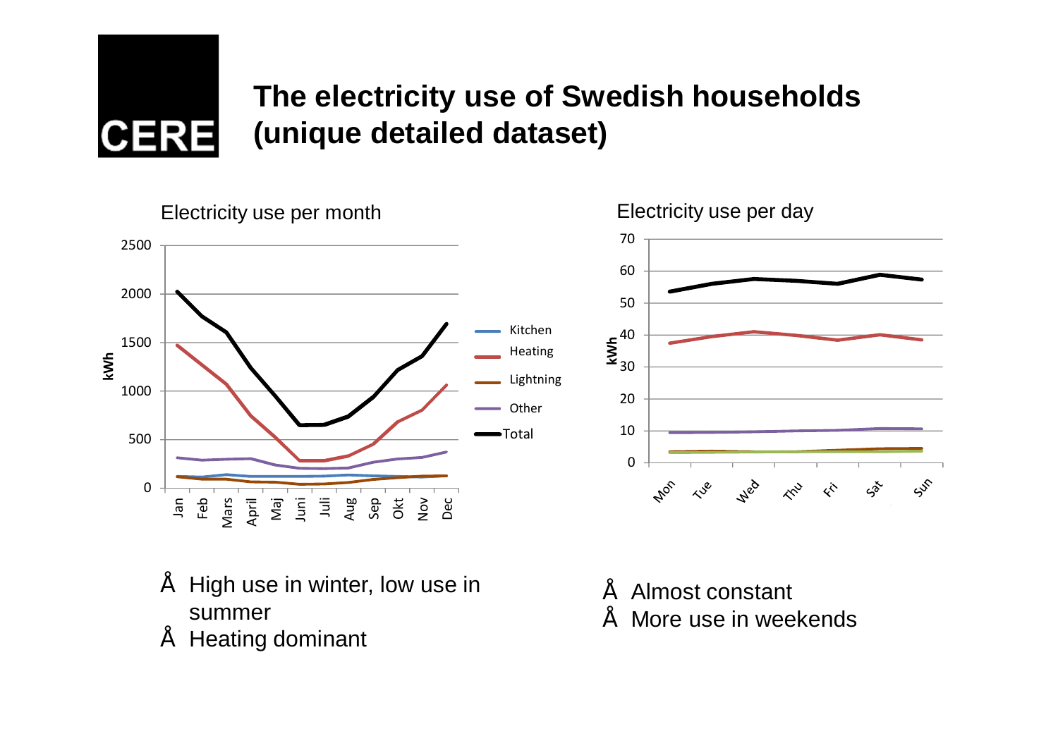# The electricity use of Swedish households (unique detailed dataset)

Electricity use per month

Electricity use per day

- High use in winter, low use in summer
- Heating dominant

- Almost constant
- More use in weekends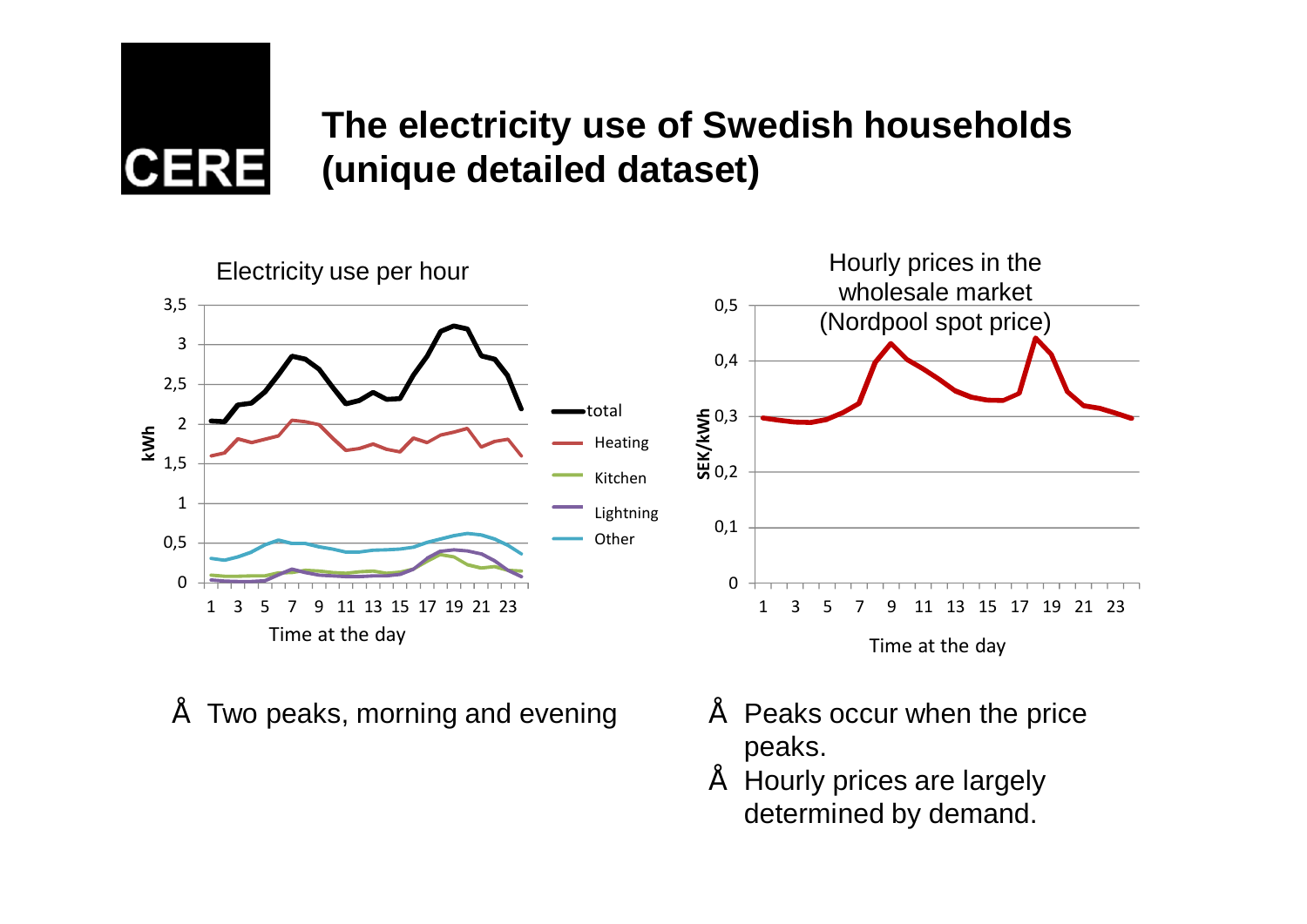# The electricity use of Swedish households (unique detailed dataset)

Electricity use per hour

Hourly prices in the wholesale market (Nordpool spot price)

- Two peaks, morning and evening
- Peaks occur when the price peaks.
- Hourly prices are largely determined by demand.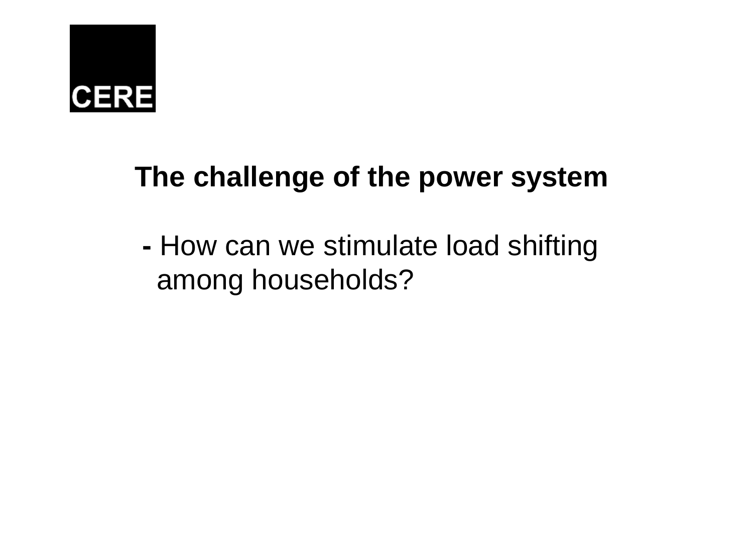**The challenge of the power system**

- How can we stimulate load shifting among households?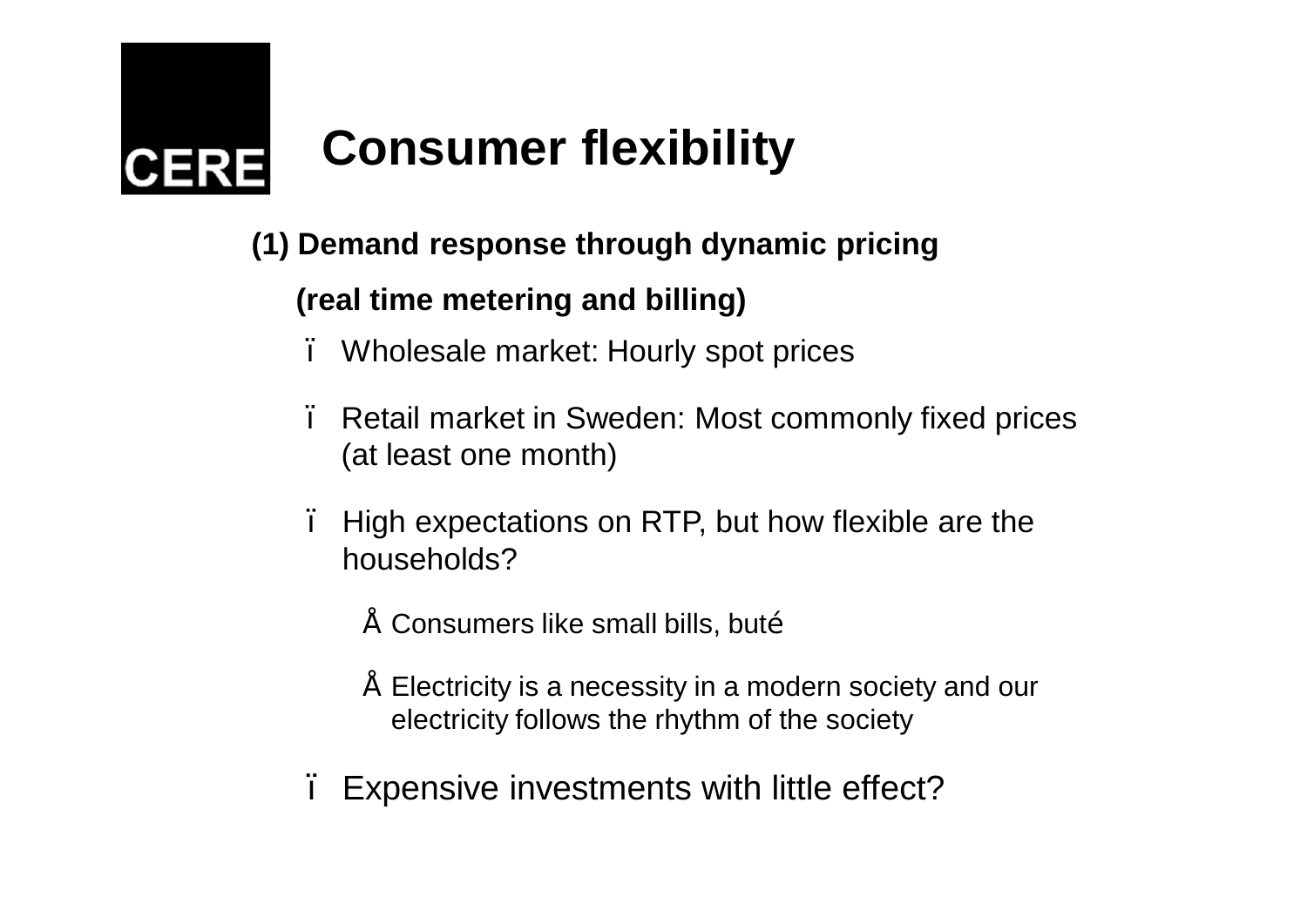CERE

# Consumer flexibility

**(1) Demand response through dynamic pricing**

**(real time metering and billing)**

- Wholesale market: Hourly spot prices
- Retail market in Sweden: Most commonly fixed prices (at least one month)
- High expectations on RTP, but how flexible are the households?
  - Consumers like small bills, but…
  - Electricity is a necessity in a modern society and our electricity follows the rhythm of the society
- Expensive investments with little effect?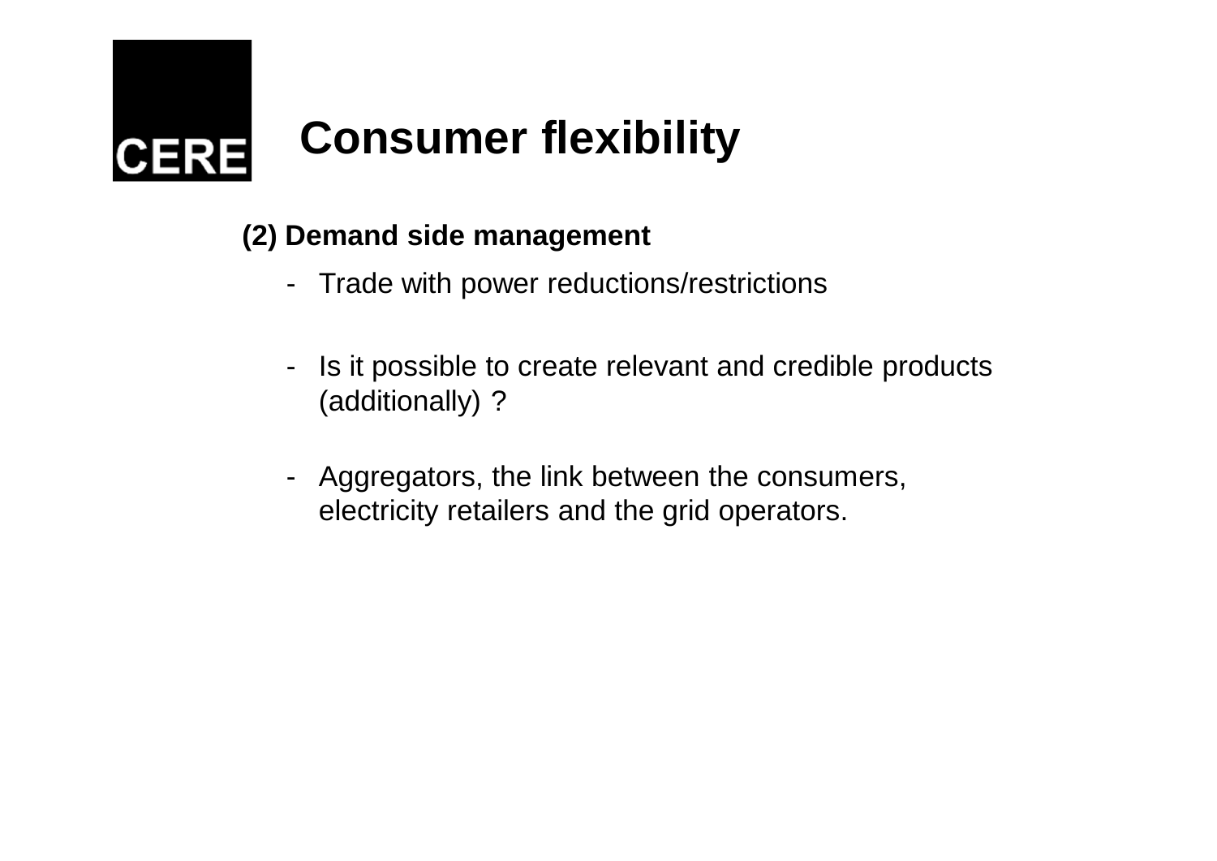# Consumer flexibility

**(2) Demand side management**

- Trade with power reductions/restrictions
- Is it possible to create relevant and credible products (additionally) ?
- Aggregators, the link between the consumers, electricity retailers and the grid operators.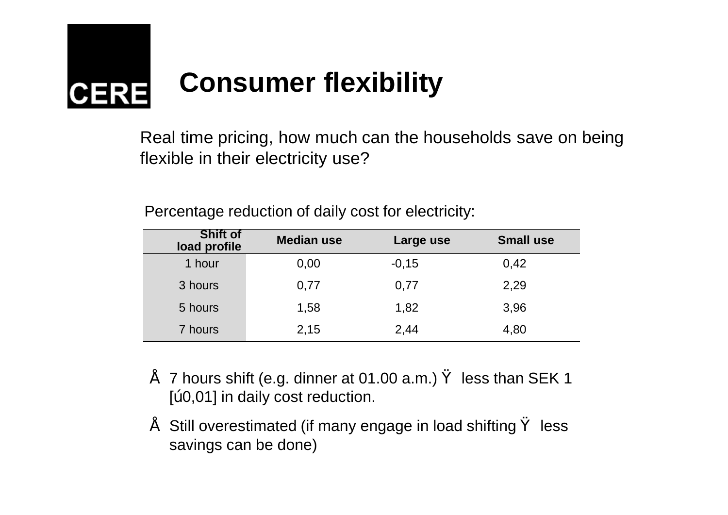# Consumer flexibility

Real time pricing, how much can the households save on being flexible in their electricity use?

Percentage reduction of daily cost for electricity:

| Shift of load profile | Median use | Large use | Small use |
|---|---|---|---|
| 1 hour | 0,00 | -0,15 | 0,42 |
| 3 hours | 0,77 | 0,77 | 2,29 |
| 5 hours | 1,58 | 1,82 | 3,96 |
| 7 hours | 2,15 | 2,44 | 4,80 |

- 7 hours shift (e.g. dinner at 01.00 a.m.) → less than SEK 1 [€0,01] in daily cost reduction.
- Still overestimated (if many engage in load shifting → less savings can be done)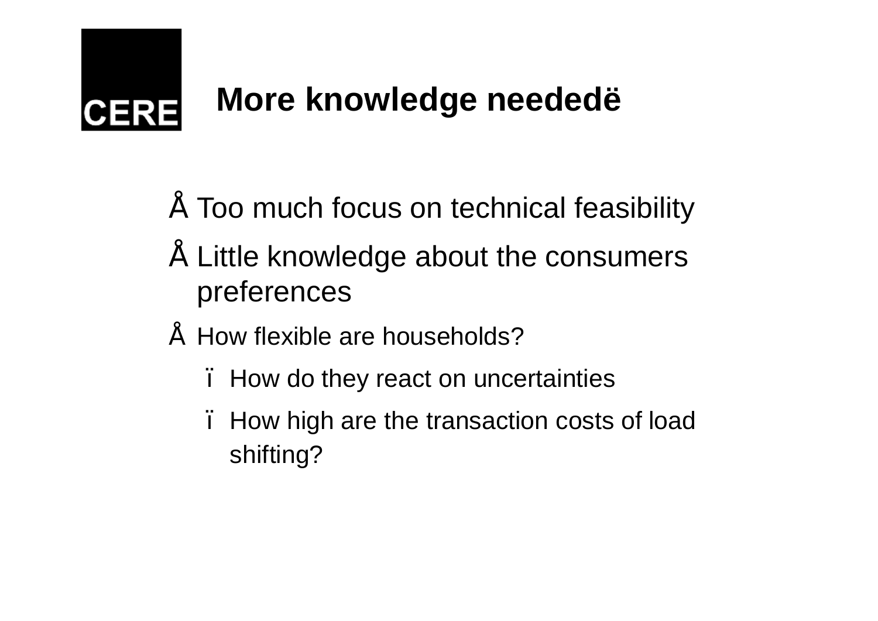CERE

# More knowledge neededë

- Too much focus on technical feasibility
- Little knowledge about the consumers preferences
- How flexible are households?
  - How do they react on uncertainties
  - How high are the transaction costs of load shifting?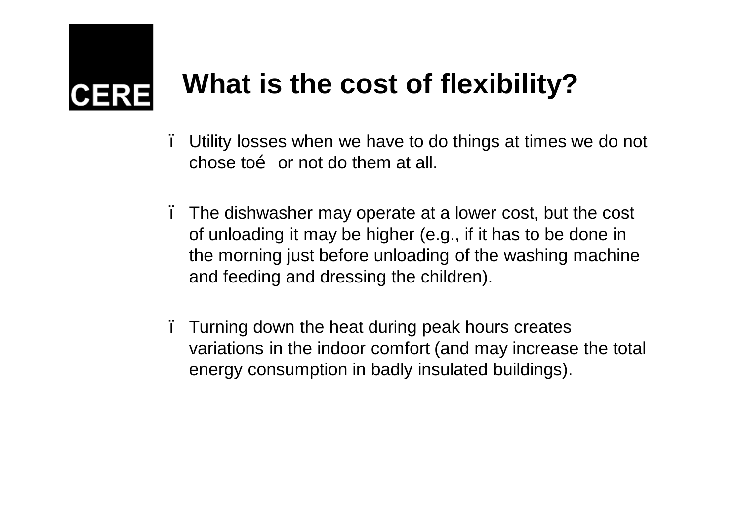# What is the cost of flexibility?

- Utility losses when we have to do things at times we do not chose toé or not do them at all.
- The dishwasher may operate at a lower cost, but the cost of unloading it may be higher (e.g., if it has to be done in the morning just before unloading of the washing machine and feeding and dressing the children).
- Turning down the heat during peak hours creates variations in the indoor comfort (and may increase the total energy consumption in badly insulated buildings).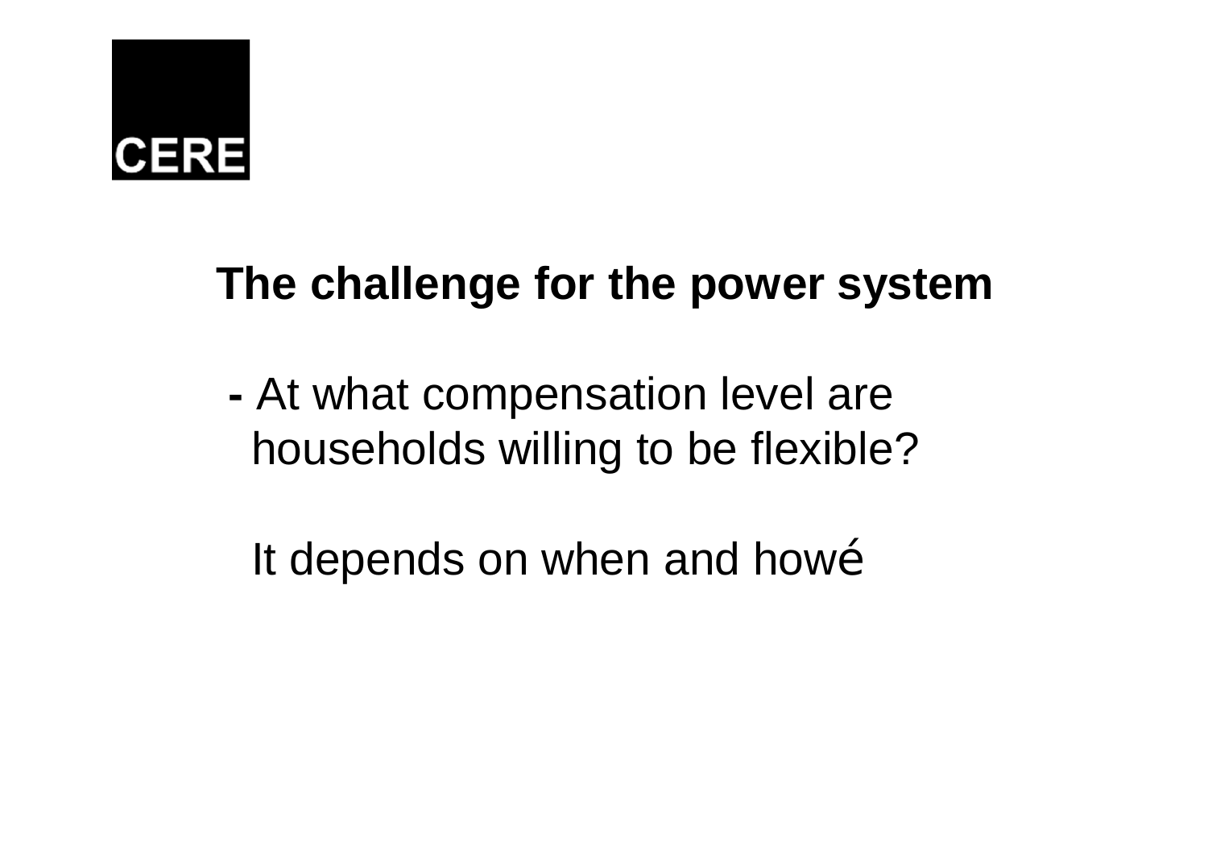CERE

## The challenge for the power system

- At what compensation level are households willing to be flexible?

It depends on when and howé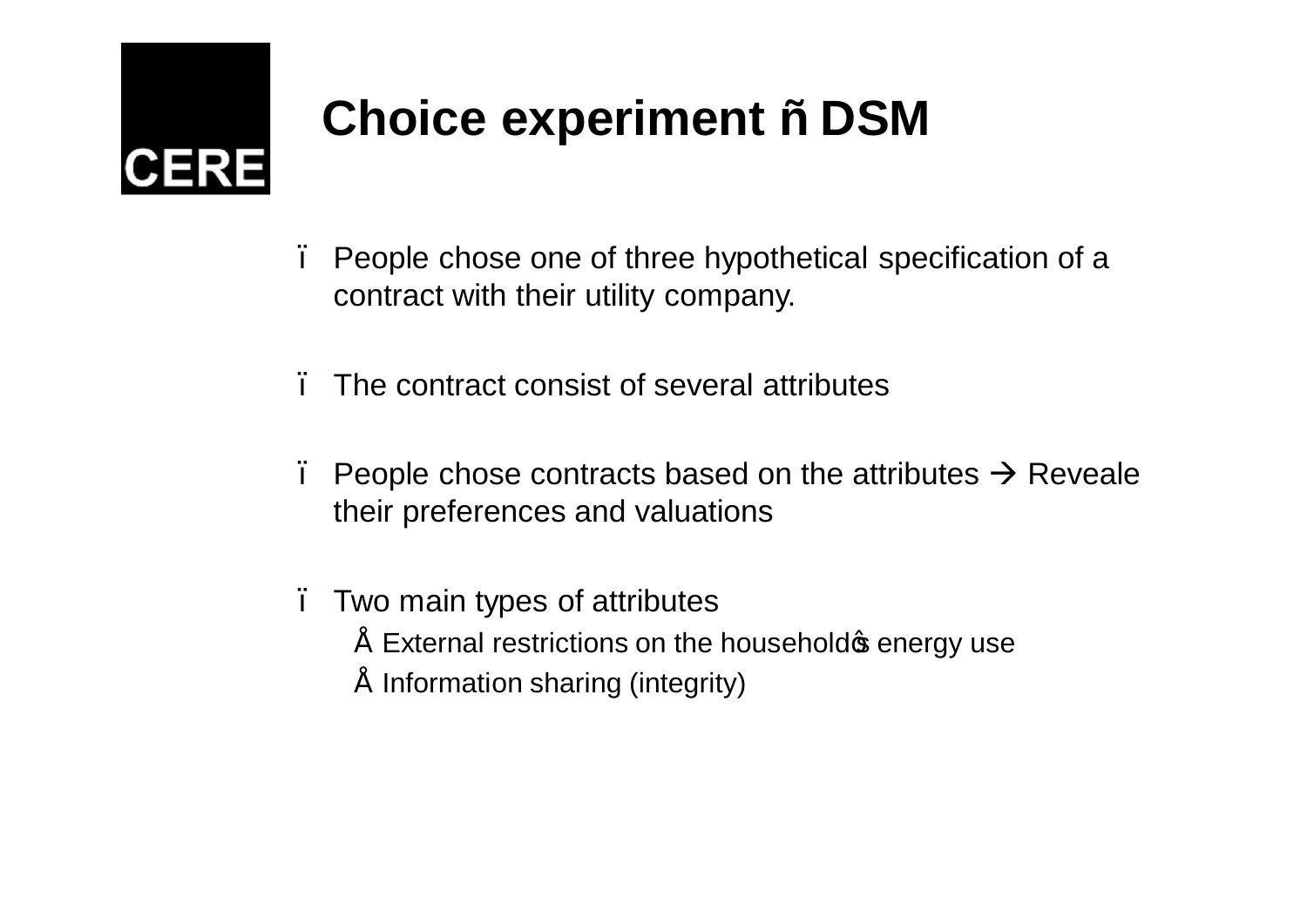# Choice experiment ñ DSM

- People chose one of three hypothetical specification of a contract with their utility company.
- The contract consist of several attributes
- People chose contracts based on the attributes → Reveale their preferences and valuations
- Two main types of attributes
  - External restrictions on the householdôs energy use
  - Information sharing (integrity)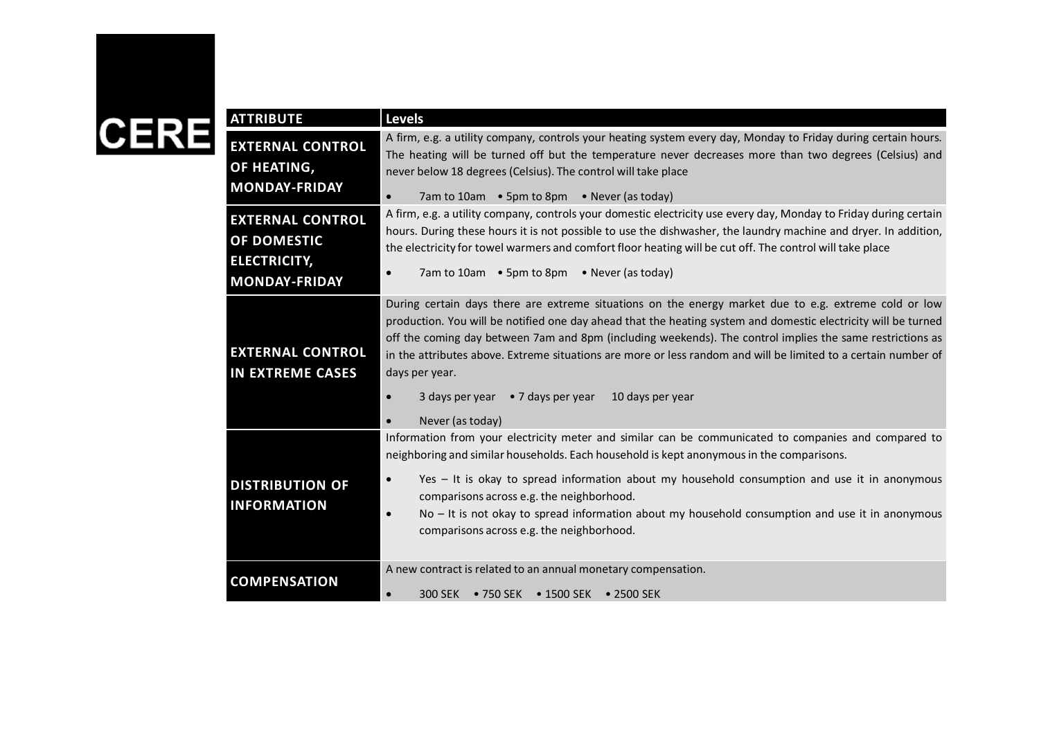CERE

| ATTRIBUTE | Levels |
| --- | --- |
| EXTERNAL CONTROL OF HEATING, MONDAY-FRIDAY | A firm, e.g. a utility company, controls your heating system every day, Monday to Friday during certain hours. The heating will be turned off but the temperature never decreases more than two degrees (Celsius) and never below 18 degrees (Celsius). The control will take place<br>• 7am to 10am • 5pm to 8pm • Never (as today) |
| EXTERNAL CONTROL OF DOMESTIC ELECTRICITY, MONDAY-FRIDAY | A firm, e.g. a utility company, controls your domestic electricity use every day, Monday to Friday during certain hours. During these hours it is not possible to use the dishwasher, the laundry machine and dryer. In addition, the electricity for towel warmers and comfort floor heating will be cut off. The control will take place<br>• 7am to 10am • 5pm to 8pm • Never (as today) |
| EXTERNAL CONTROL IN EXTREME CASES | During certain days there are extreme situations on the energy market due to e.g. extreme cold or low production. You will be notified one day ahead that the heating system and domestic electricity will be turned off the coming day between 7am and 8pm (including weekends). The control implies the same restrictions as in the attributes above. Extreme situations are more or less random and will be limited to a certain number of days per year.<br>• 3 days per year • 7 days per year 10 days per year<br>• Never (as today) |
| DISTRIBUTION OF INFORMATION | Information from your electricity meter and similar can be communicated to companies and compared to neighboring and similar households. Each household is kept anonymous in the comparisons.<br>• Yes – It is okay to spread information about my household consumption and use it in anonymous comparisons across e.g. the neighborhood.<br>• No – It is not okay to spread information about my household consumption and use it in anonymous comparisons across e.g. the neighborhood. |
| COMPENSATION | A new contract is related to an annual monetary compensation.<br>• 300 SEK • 750 SEK • 1500 SEK • 2500 SEK |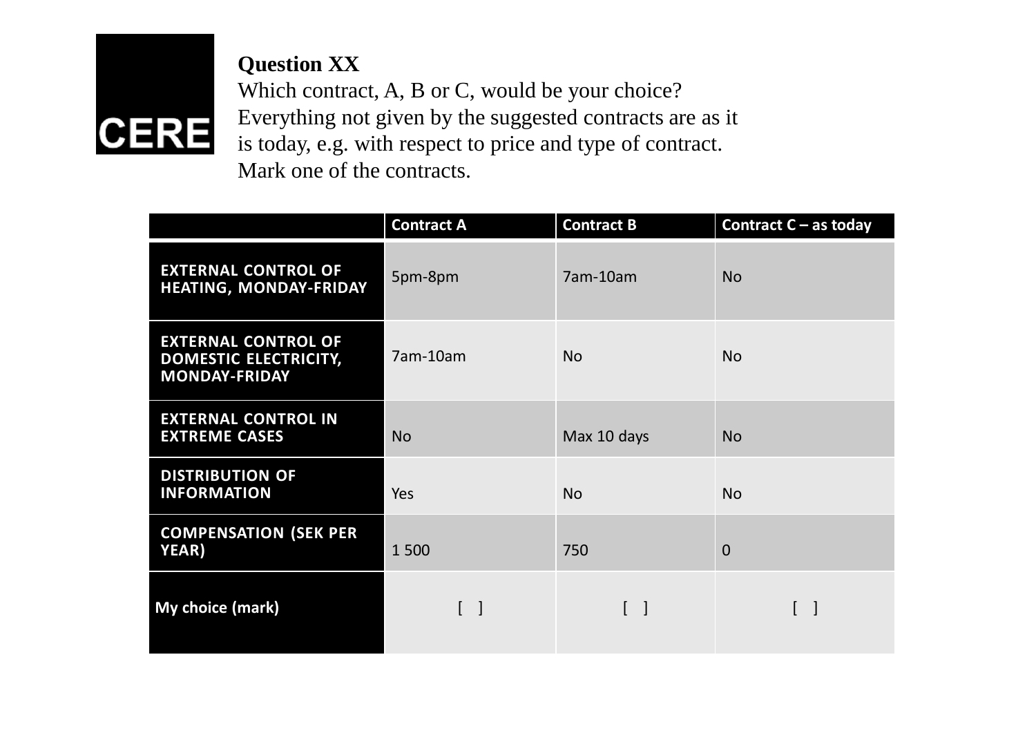CERE

**Question XX**
Which contract, A, B or C, would be your choice? Everything not given by the suggested contracts are as it is today, e.g. with respect to price and type of contract. Mark one of the contracts.

| | **Contract A** | **Contract B** | **Contract C – as today** |
|---|---|---|---|
| **EXTERNAL CONTROL OF HEATING, MONDAY-FRIDAY** | 5pm-8pm | 7am-10am | No |
| **EXTERNAL CONTROL OF DOMESTIC ELECTRICITY, MONDAY-FRIDAY** | 7am-10am | No | No |
| **EXTERNAL CONTROL IN EXTREME CASES** | No | Max 10 days | No |
| **DISTRIBUTION OF INFORMATION** | Yes | No | No |
| **COMPENSATION (SEK PER YEAR)** | 1 500 | 750 | 0 |
| **My choice (mark)** | [ ] | [ ] | [ ] |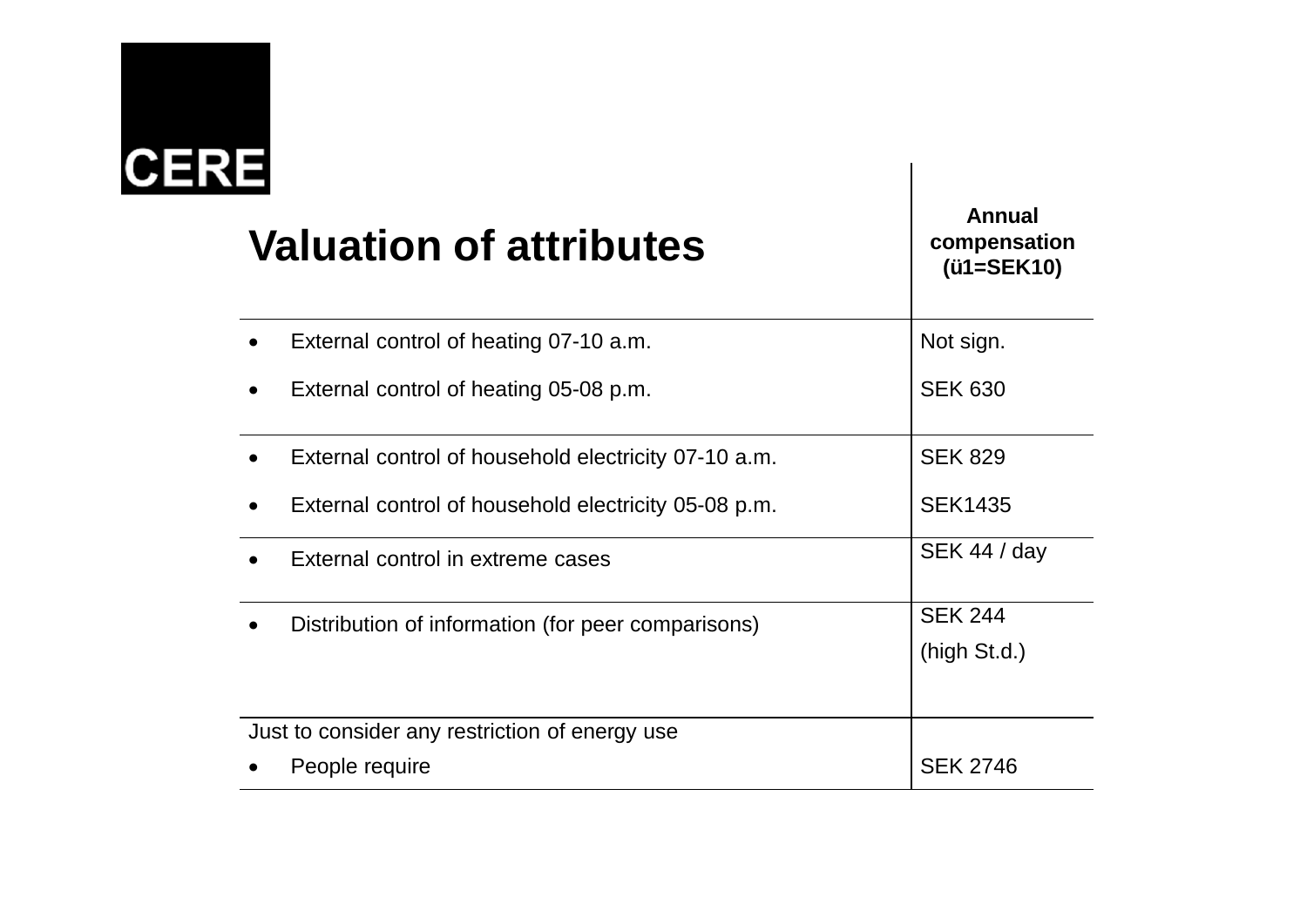| Valuation of attributes | Annual compensation (ü1=SEK10) |
| --- | --- |
| • External control of heating 07-10 a.m. | Not sign. |
| • External control of heating 05-08 p.m. | SEK 630 |
| • External control of household electricity 07-10 a.m. | SEK 829 |
| • External control of household electricity 05-08 p.m. | SEK1435 |
| • External control in extreme cases | SEK 44 / day |
| • Distribution of information (for peer comparisons) | SEK 244 (high St.d.) |
| Just to consider any restriction of energy use | |
| • People require | SEK 2746 |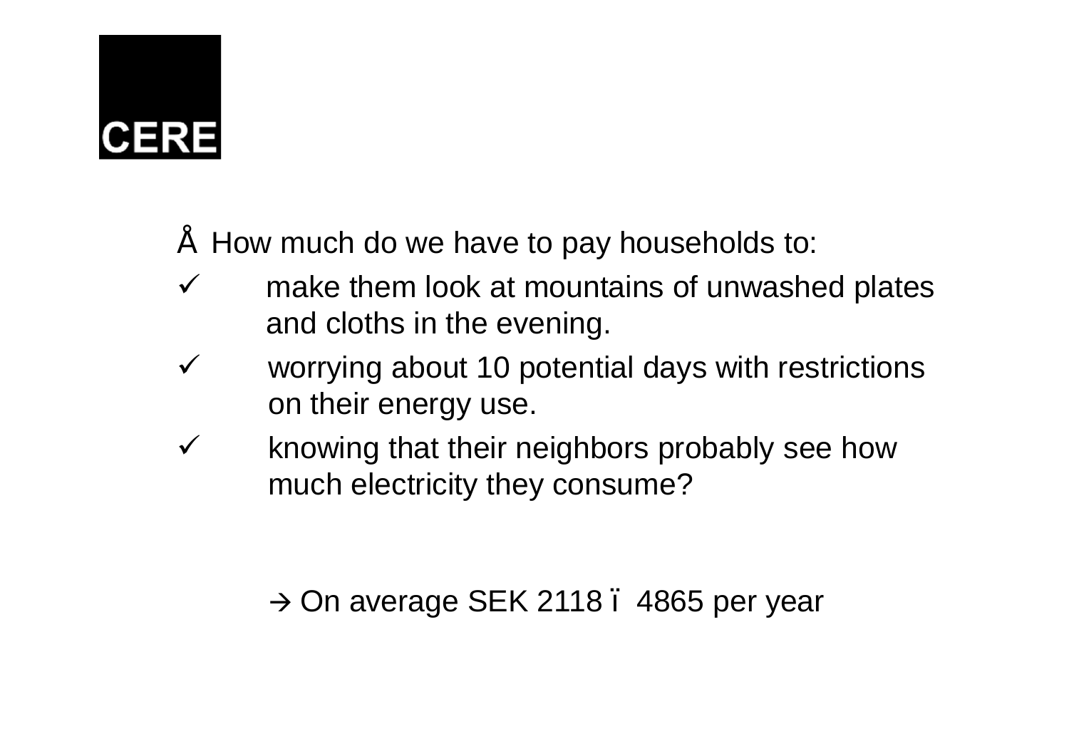- How much do we have to pay households to:
  - ✓ make them look at mountains of unwashed plates and cloths in the evening.
  - ✓ worrying about 10 potential days with restrictions on their energy use.
  - ✓ knowing that their neighbors probably see how much electricity they consume?

→ On average SEK 2118 – 4865 per year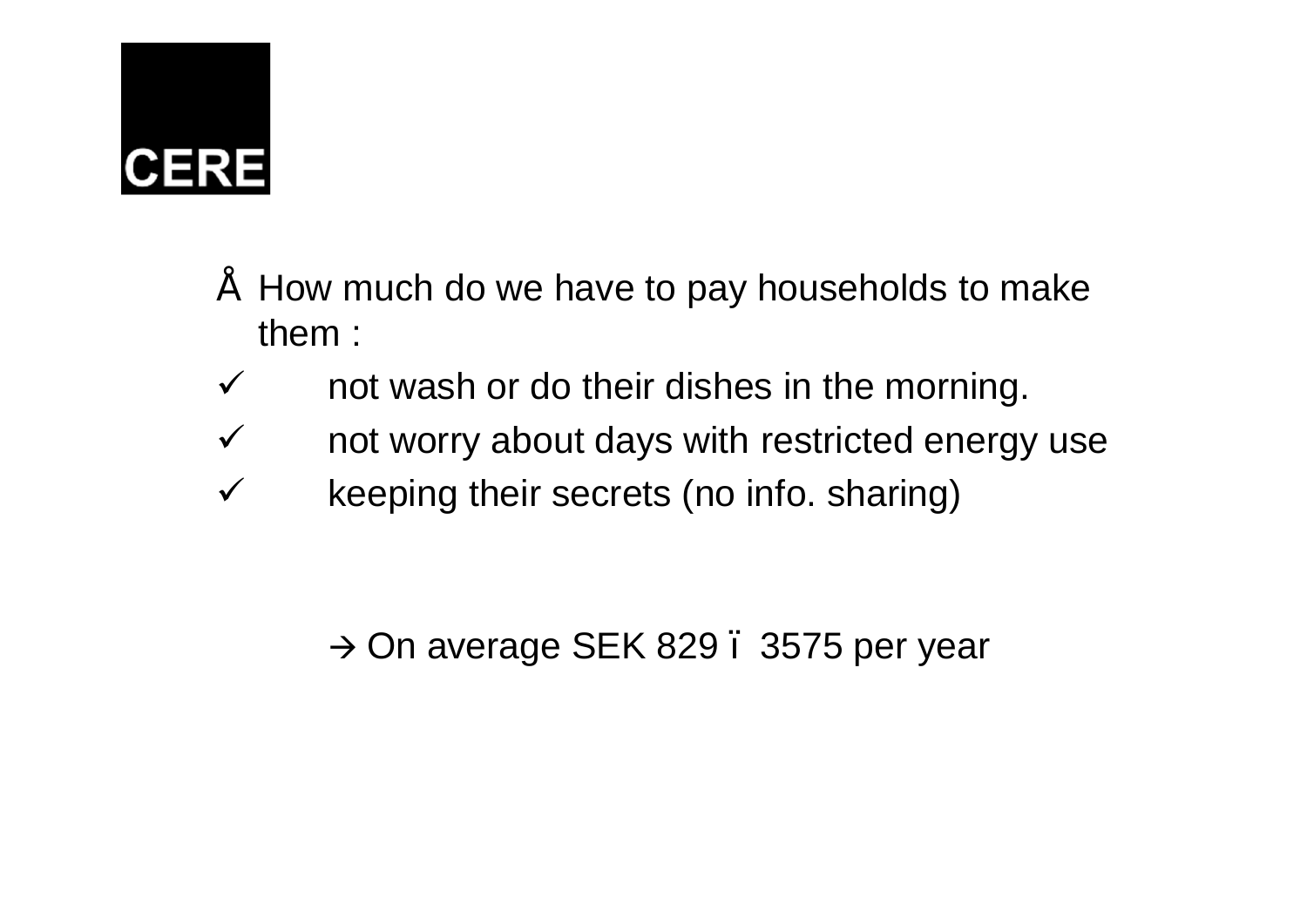CERE

- How much do we have to pay households to make them :
  - ✓ not wash or do their dishes in the morning.
  - ✓ not worry about days with restricted energy use
  - ✓ keeping their secrets (no info. sharing)

→ On average SEK 829 – 3575 per year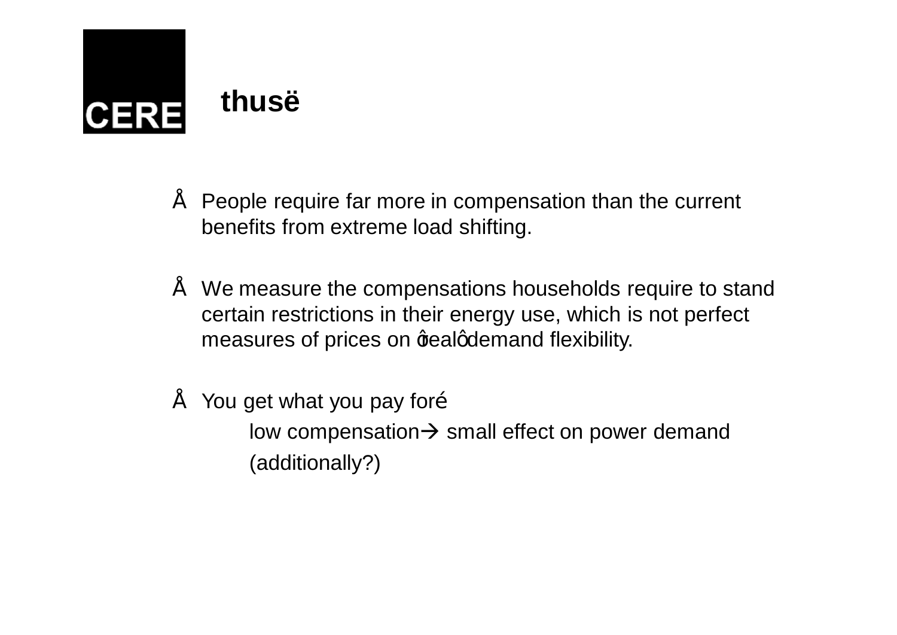# thusë

- People require far more in compensation than the current benefits from extreme load shifting.

- We measure the compensations households require to stand certain restrictions in their energy use, which is not perfect measures of prices on ôrealô demand flexibility.

- You get what you pay foré

  low compensation→ small effect on power demand

  (additionally?)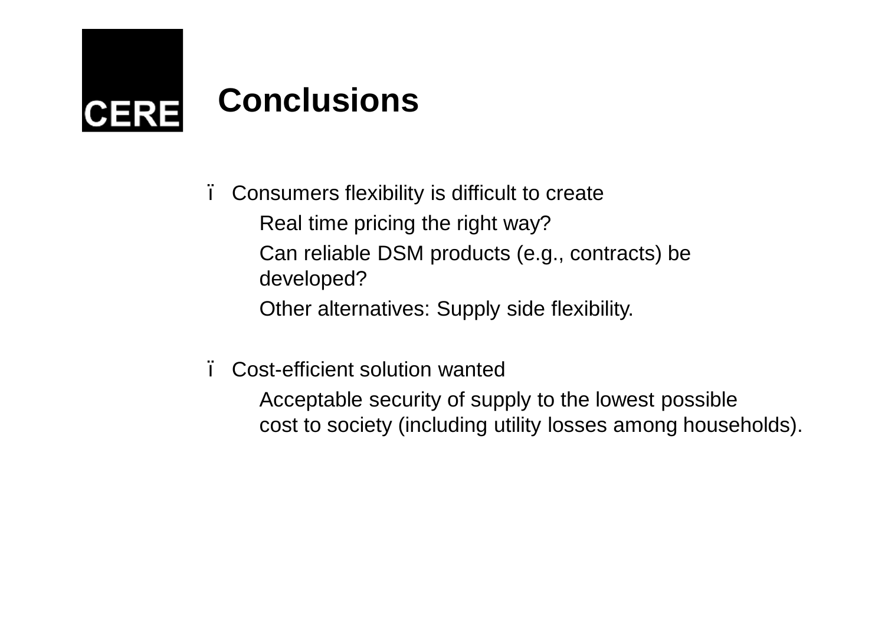CERE

# Conclusions

- Consumers flexibility is difficult to create
  - Real time pricing the right way?
  - Can reliable DSM products (e.g., contracts) be developed?
  - Other alternatives: Supply side flexibility.

- Cost-efficient solution wanted
  - Acceptable security of supply to the lowest possible cost to society (including utility losses among households).